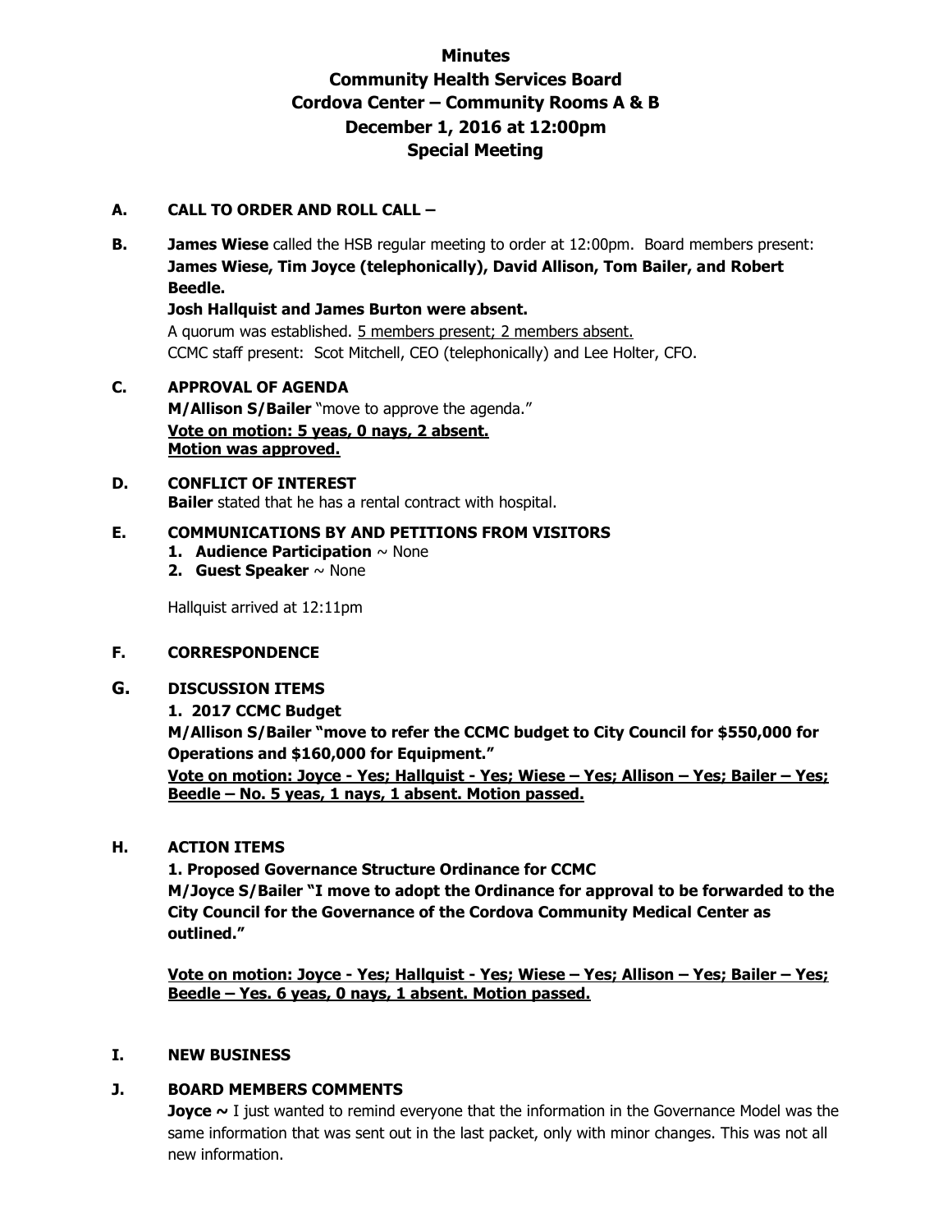# Minutes
# Community Health Services Board
# Cordova Center – Community Rooms A & B
# December 1, 2016 at 12:00pm
# Special Meeting

**A. CALL TO ORDER AND ROLL CALL –**

**B. James Wiese** called the HSB regular meeting to order at 12:00pm. Board members present: **James Wiese, Tim Joyce (telephonically), David Allison, Tom Bailer, and Robert Beedle.**

**Josh Hallquist and James Burton were absent.**

A quorum was established. <u>5 members present; 2 members absent.</u>

CCMC staff present: Scot Mitchell, CEO (telephonically) and Lee Holter, CFO.

**C. APPROVAL OF AGENDA**

**M/Allison S/Bailer** "move to approve the agenda."

**<u>Vote on motion: 5 yeas, 0 nays, 2 absent.</u>**
**<u>Motion was approved.</u>**

**D. CONFLICT OF INTEREST**

**Bailer** stated that he has a rental contract with hospital.

**E. COMMUNICATIONS BY AND PETITIONS FROM VISITORS**

1. **Audience Participation** ~ None
2. **Guest Speaker** ~ None

Hallquist arrived at 12:11pm

**F. CORRESPONDENCE**

**G. DISCUSSION ITEMS**

**1. 2017 CCMC Budget**

**M/Allison S/Bailer "move to refer the CCMC budget to City Council for $550,000 for Operations and $160,000 for Equipment."**

**<u>Vote on motion: Joyce - Yes; Hallquist - Yes; Wiese – Yes; Allison – Yes; Bailer – Yes; Beedle – No. 5 yeas, 1 nays, 1 absent. Motion passed.</u>**

**H. ACTION ITEMS**

**1. Proposed Governance Structure Ordinance for CCMC**

**M/Joyce S/Bailer "I move to adopt the Ordinance for approval to be forwarded to the City Council for the Governance of the Cordova Community Medical Center as outlined."**

**<u>Vote on motion: Joyce - Yes; Hallquist - Yes; Wiese – Yes; Allison – Yes; Bailer – Yes; Beedle – Yes. 6 yeas, 0 nays, 1 absent. Motion passed.</u>**

**I. NEW BUSINESS**

**J. BOARD MEMBERS COMMENTS**

**Joyce ~** I just wanted to remind everyone that the information in the Governance Model was the same information that was sent out in the last packet, only with minor changes. This was not all new information.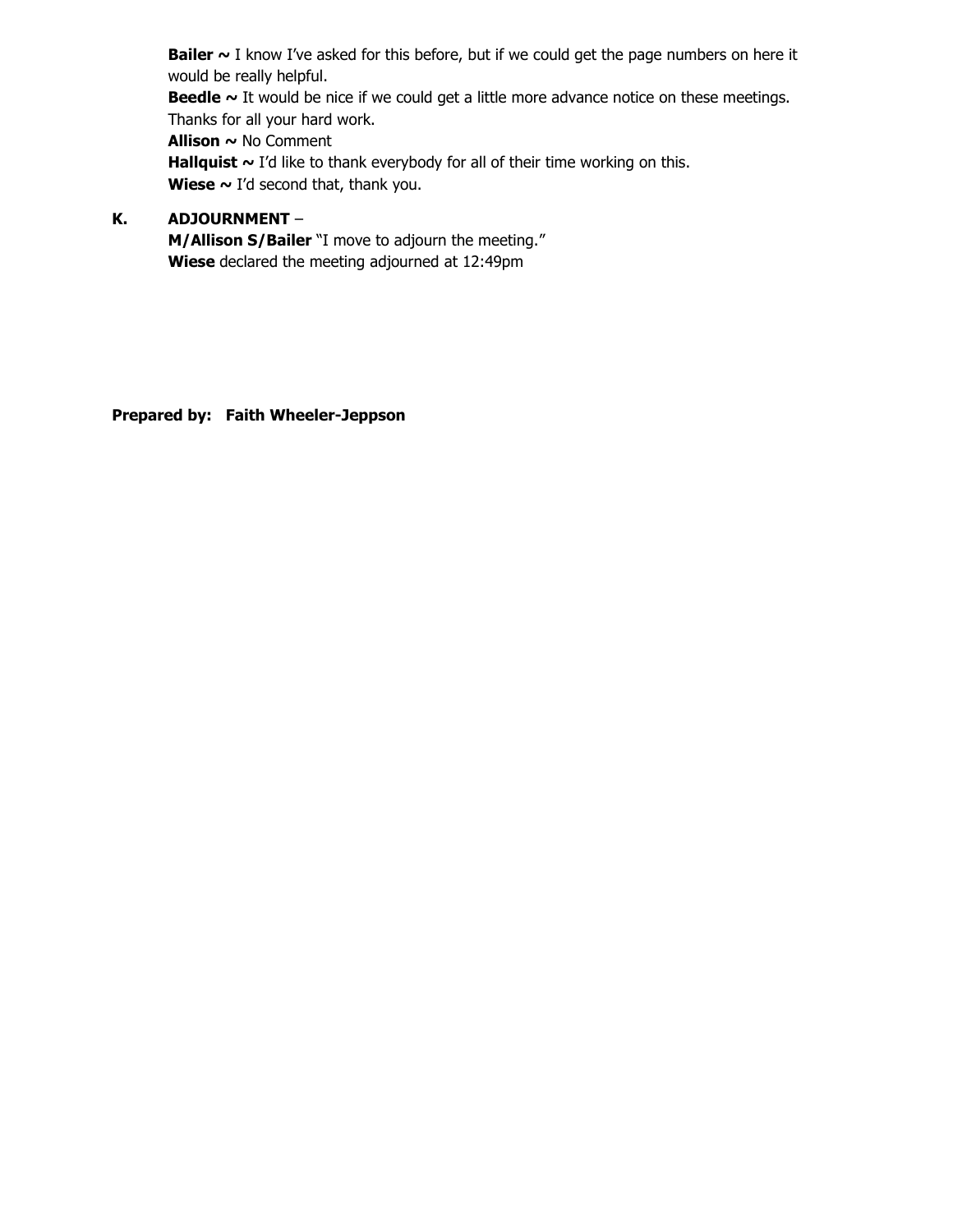**Bailer ~** I know I've asked for this before, but if we could get the page numbers on here it would be really helpful.
**Beedle ~** It would be nice if we could get a little more advance notice on these meetings. Thanks for all your hard work.
**Allison ~** No Comment
**Hallquist ~** I'd like to thank everybody for all of their time working on this.
**Wiese ~** I'd second that, thank you.

**K. ADJOURNMENT** –
**M/Allison S/Bailer** "I move to adjourn the meeting."
**Wiese** declared the meeting adjourned at 12:49pm

**Prepared by: Faith Wheeler-Jeppson**